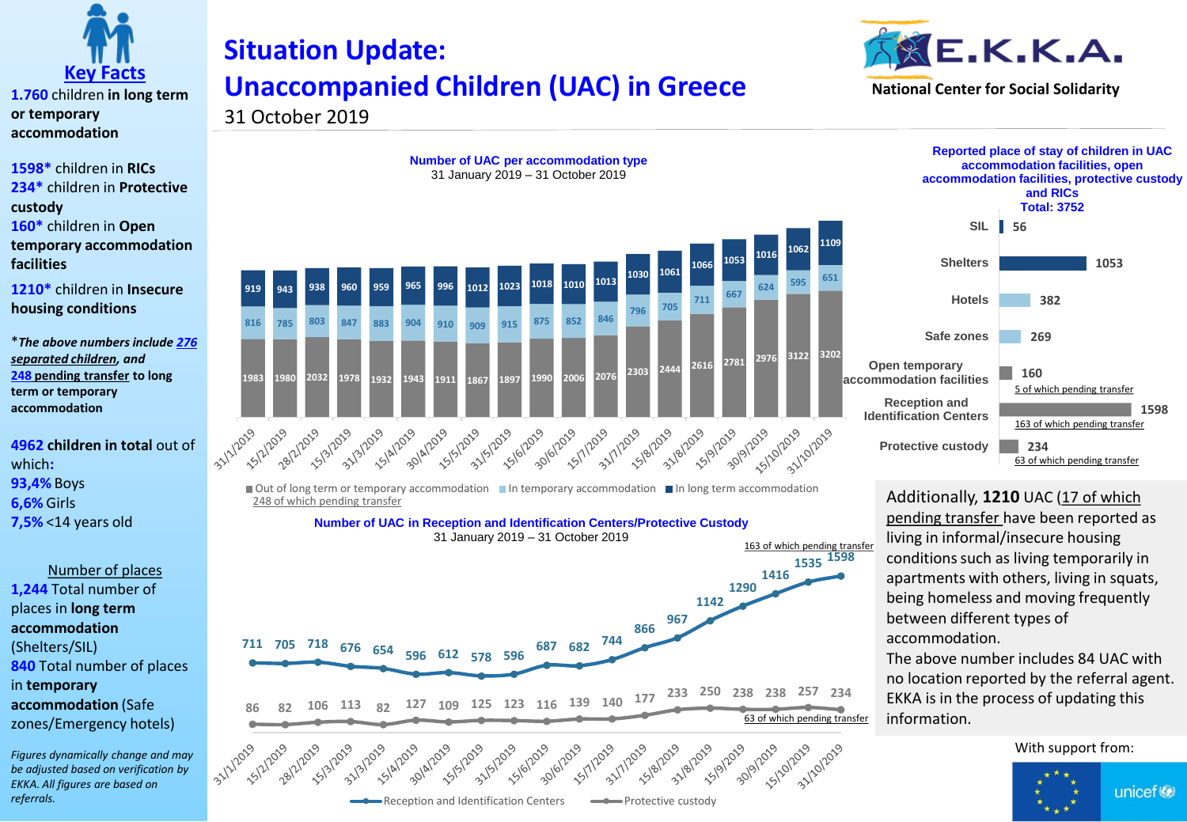# Situation Update: Unaccompanied Children (UAC) in Greece

31 October 2019

E.K.K.A. National Center for Social Solidarity

## Key Facts

**1.760** children **in long term or temporary accommodation**

**1598*** children in **RICs**

**234*** children in **Protective custody**

**160*** children in **Open temporary accommodation facilities**

**1210*** children in **Insecure housing conditions**

**The above numbers include 276 separated children, and 248 pending transfer to long term or temporary accommodation*

**4962 children in total** out of which:

**93,4%** Boys

**6,6%** Girls

**7,5%** <14 years old

Number of places

**1,244** Total number of places in **long term accommodation** (Shelters/SIL)

**840** Total number of places in **temporary accommodation** (Safe zones/Emergency hotels)

*Figures dynamically change and may be adjusted based on verification by EKKA. All figures are based on referrals.*

## Number of UAC per accommodation type

31 January 2019 – 31 October 2019

| Date | Out of long term or temporary accommodation | In temporary accommodation | In long term accommodation |
|---|---|---|---|
| 31/1/2019 | 1983 | 816 | 919 |
| 15/2/2019 | 1980 | 785 | 943 |
| 28/2/2019 | 2032 | 803 | 938 |
| 15/3/2019 | 1978 | 847 | 960 |
| 31/3/2019 | 1932 | 883 | 959 |
| 15/4/2019 | 1943 | 904 | 965 |
| 30/4/2019 | 1911 | 910 | 996 |
| 15/5/2019 | 1867 | 909 | 1012 |
| 31/5/2019 | 1897 | 915 | 1023 |
| 15/6/2019 | 1990 | 875 | 1018 |
| 30/6/2019 | 2006 | 852 | 1010 |
| 15/7/2019 | 2076 | 846 | 1013 |
| 31/7/2019 | 2303 | 796 | 1030 |
| 15/8/2019 | 2444 | 705 | 1061 |
| 31/8/2019 | 2616 | 711 | 1066 |
| 15/9/2019 | 2781 | 667 | 1053 |
| 30/9/2019 | 2976 | 624 | 1016 |
| 15/10/2019 | 3122 | 595 | 1062 |
| 31/10/2019 | 3202 | 651 | 1109 |

Out of long term or temporary accommodation: 248 of which pending transfer

## Number of UAC in Reception and Identification Centers/Protective Custody

31 January 2019 – 31 October 2019

| Date | Reception and Identification Centers | Protective custody |
|---|---|---|
| 31/1/2019 | 711 | 86 |
| 15/2/2019 | 705 | 82 |
| 28/2/2019 | 718 | 106 |
| 15/3/2019 | 676 | 113 |
| 31/3/2019 | 654 | 82 |
| 15/4/2019 | 596 | 127 |
| 30/4/2019 | 612 | 109 |
| 15/5/2019 | 578 | 125 |
| 31/5/2019 | 596 | 123 |
| 15/6/2019 | 687 | 116 |
| 30/6/2019 | 682 | 139 |
| 15/7/2019 | 744 | 140 |
| 31/7/2019 | 866 | 177 |
| 15/8/2019 | 967 | 233 |
| 31/8/2019 | 1142 | 250 |
| 15/9/2019 | 1290 | 238 |
| 30/9/2019 | 1416 | 238 |
| 15/10/2019 | 1535 | 257 |
| 31/10/2019 | 1598 (163 of which pending transfer) | 234 (63 of which pending transfer) |

## Reported place of stay of children in UAC accommodation facilities, open accommodation facilities, protective custody and RICs

**Total: 3752**

| Place of stay | Number |
|---|---|
| SIL | 56 |
| Shelters | 1053 |
| Hotels | 382 |
| Safe zones | 269 |
| Open temporary accommodation facilities | 160 (5 of which pending transfer) |
| Reception and Identification Centers | 1598 (163 of which pending transfer) |
| Protective custody | 234 (63 of which pending transfer) |

Additionally, **1210** UAC (17 of which pending transfer have been reported as living in informal/insecure housing conditions such as living temporarily in apartments with others, living in squats, being homeless and moving frequently between different types of accommodation.

The above number includes 84 UAC with no location reported by the referral agent. EKKA is in the process of updating this information.

With support from: European Union, unicef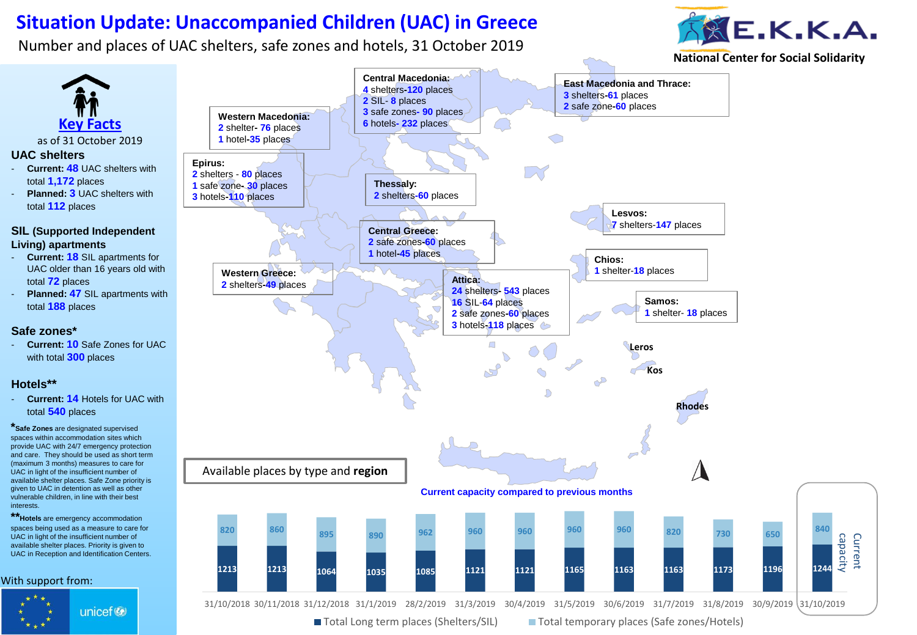# Situation Update: Unaccompanied Children (UAC) in Greece

Number and places of UAC shelters, safe zones and hotels, 31 October 2019

E.K.K.A. National Center for Social Solidarity

## Key Facts

as of 31 October 2019

### UAC shelters

- **Current: 48** UAC shelters with total **1,172** places
- **Planned: 3** UAC shelters with total **112** places

### SIL (Supported Independent Living) apartments

- **Current: 18** SIL apartments for UAC older than 16 years old with total **72** places
- **Planned: 47** SIL apartments with total **188** places

### Safe zones*

- **Current: 10** Safe Zones for UAC with total **300** places

### Hotels**

- **Current: 14** Hotels for UAC with total **540** places

***Safe Zones** are designated supervised spaces within accommodation sites which provide UAC with 24/7 emergency protection and care. They should be used as short term (maximum 3 months) measures to care for UAC in light of the insufficient number of available shelter places. Safe Zone priority is given to UAC in detention as well as other vulnerable children, in line with their best interests.

****Hotels** are emergency accommodation spaces being used as a measure to care for UAC in light of the insufficient number of available shelter places. Priority is given to UAC in Reception and Identification Centers.

With support from: unicef

## Available places by type and region

**Western Macedonia:**
2 shelter- 76 places
1 hotel-35 places

**Central Macedonia:**
4 shelters-120 places
2 SIL- 8 places
3 safe zones- 90 places
6 hotels- 232 places

**East Macedonia and Thrace:**
3 shelters-61 places
2 safe zone-60 places

**Epirus:**
2 shelters - 80 places
1 safe zone- 30 places
3 hotels-110 places

**Thessaly:**
2 shelters-60 places

**Lesvos:**
7 shelters-147 places

**Central Greece:**
2 safe zones-60 places
1 hotel-45 places

**Western Greece:**
2 shelters-49 places

**Chios:**
1 shelter-18 places

**Attica:**
24 shelters- 543 places
16 SIL-64 places
2 safe zones-60 places
3 hotels-118 places

**Samos:**
1 shelter- 18 places

Leros, Kos, Rhodes

## Current capacity compared to previous months

| Date | Total Long term places (Shelters/SIL) | Total temporary places (Safe zones/Hotels) |
|---|---|---|
| 31/10/2018 | 1213 | 820 |
| 30/11/2018 | 1213 | 860 |
| 31/12/2018 | 1064 | 895 |
| 31/1/2019 | 1035 | 890 |
| 28/2/2019 | 1085 | 962 |
| 31/3/2019 | 1121 | 960 |
| 30/4/2019 | 1121 | 960 |
| 31/5/2019 | 1165 | 960 |
| 30/6/2019 | 1163 | 960 |
| 31/7/2019 | 1163 | 820 |
| 31/8/2019 | 1173 | 730 |
| 30/9/2019 | 1196 | 650 |
| 31/10/2019 (Current capacity) | 1244 | 840 |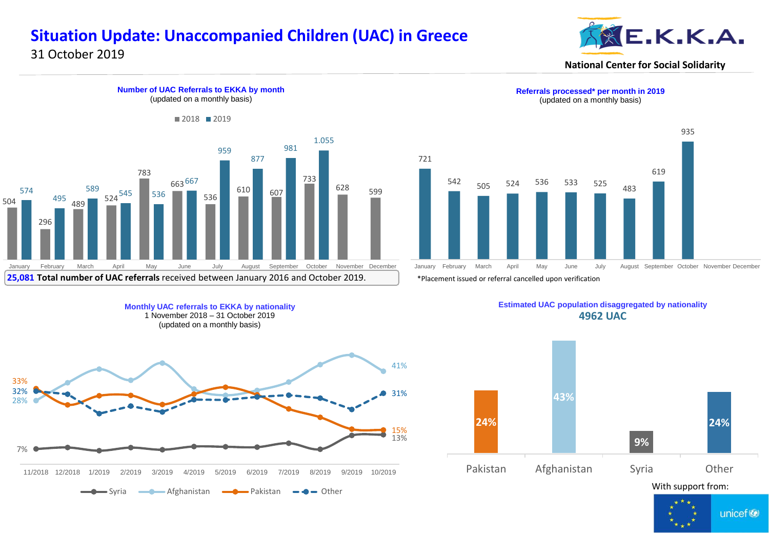# Situation Update: Unaccompanied Children (UAC) in Greece

31 October 2019

E.K.K.A.

National Center for Social Solidarity

### Number of UAC Referrals to EKKA by month

(updated on a monthly basis)

2018 2019

504 574 296 495 489 589 524 545 783 536 663 667 536 959 610 877 607 981 733 1.055 628 599

January February March April May June July August September October November December

**25,081 Total number of UAC referrals** received between January 2016 and October 2019.

### Referrals processed* per month in 2019

(updated on a monthly basis)

721 542 505 524 536 533 525 483 619 935

January February March April May June July August September October November December

*Placement issued or referral cancelled upon verification

### Monthly UAC referrals to EKKA by nationality

1 November 2018 – 31 October 2019

(updated on a monthly basis)

33% 32% 28% 7% 41% 31% 15% 13%

11/2018 12/2018 1/2019 2/2019 3/2019 4/2019 5/2019 6/2019 7/2019 8/2019 9/2019 10/2019

Syria Afghanistan Pakistan Other

### Estimated UAC population disaggregated by nationality

**4962 UAC**

24% 43% 9% 24%

Pakistan Afghanistan Syria Other

With support from:

unicef